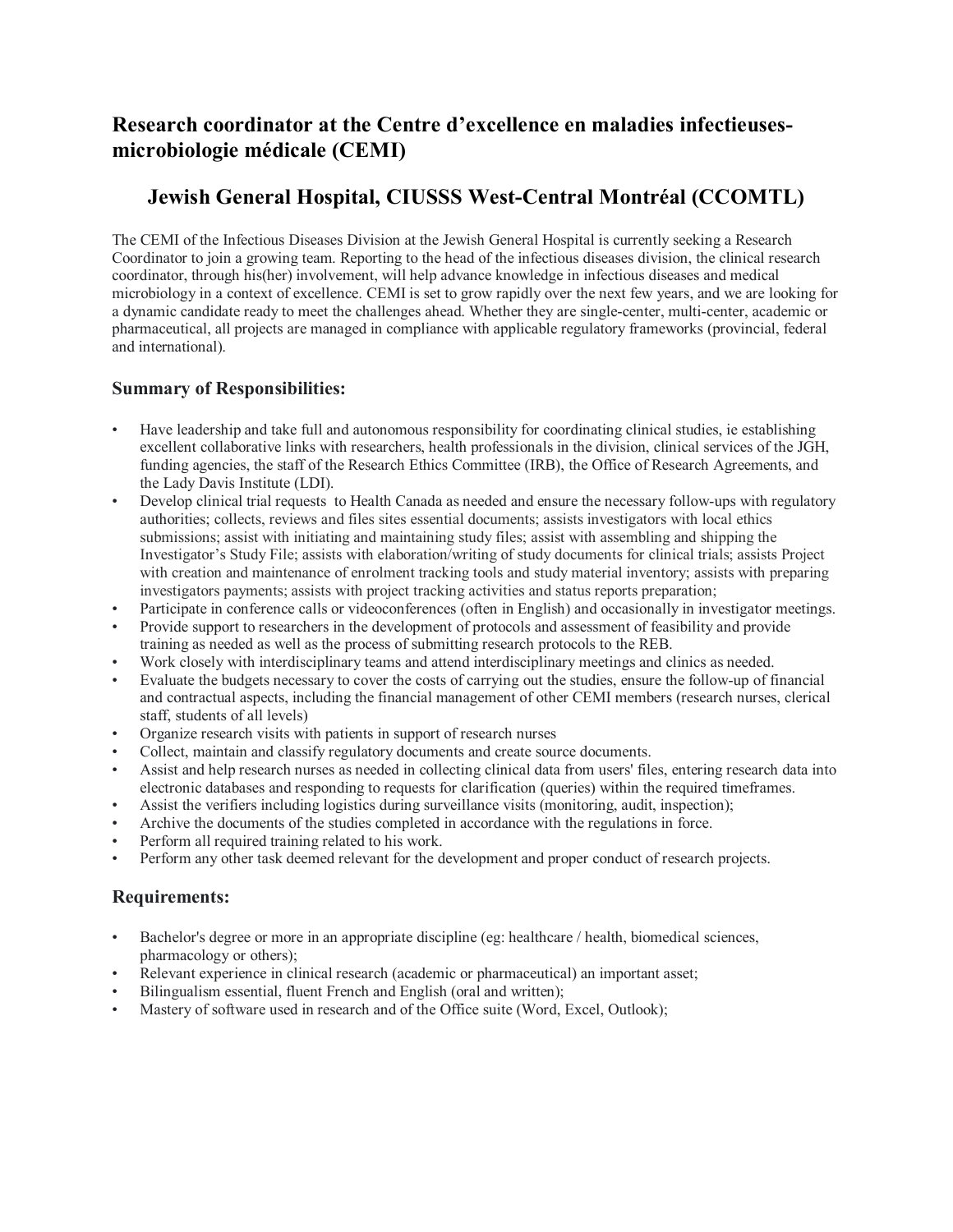# Research coordinator at the Centre d'excellence en maladies infectieuses-microbiologie médicale (CEMI)

## Jewish General Hospital, CIUSSS West-Central Montréal (CCOMTL)

The CEMI of the Infectious Diseases Division at the Jewish General Hospital is currently seeking a Research Coordinator to join a growing team. Reporting to the head of the infectious diseases division, the clinical research coordinator, through his(her) involvement, will help advance knowledge in infectious diseases and medical microbiology in a context of excellence. CEMI is set to grow rapidly over the next few years, and we are looking for a dynamic candidate ready to meet the challenges ahead. Whether they are single-center, multi-center, academic or pharmaceutical, all projects are managed in compliance with applicable regulatory frameworks (provincial, federal and international).

### Summary of Responsibilities:

- Have leadership and take full and autonomous responsibility for coordinating clinical studies, ie establishing excellent collaborative links with researchers, health professionals in the division, clinical services of the JGH, funding agencies, the staff of the Research Ethics Committee (IRB), the Office of Research Agreements, and the Lady Davis Institute (LDI).
- Develop clinical trial requests to Health Canada as needed and ensure the necessary follow-ups with regulatory authorities; collects, reviews and files sites essential documents; assists investigators with local ethics submissions; assist with initiating and maintaining study files; assist with assembling and shipping the Investigator's Study File; assists with elaboration/writing of study documents for clinical trials; assists Project with creation and maintenance of enrolment tracking tools and study material inventory; assists with preparing investigators payments; assists with project tracking activities and status reports preparation;
- Participate in conference calls or videoconferences (often in English) and occasionally in investigator meetings.
- Provide support to researchers in the development of protocols and assessment of feasibility and provide training as needed as well as the process of submitting research protocols to the REB.
- Work closely with interdisciplinary teams and attend interdisciplinary meetings and clinics as needed.
- Evaluate the budgets necessary to cover the costs of carrying out the studies, ensure the follow-up of financial and contractual aspects, including the financial management of other CEMI members (research nurses, clerical staff, students of all levels)
- Organize research visits with patients in support of research nurses
- Collect, maintain and classify regulatory documents and create source documents.
- Assist and help research nurses as needed in collecting clinical data from users' files, entering research data into electronic databases and responding to requests for clarification (queries) within the required timeframes.
- Assist the verifiers including logistics during surveillance visits (monitoring, audit, inspection);
- Archive the documents of the studies completed in accordance with the regulations in force.
- Perform all required training related to his work.
- Perform any other task deemed relevant for the development and proper conduct of research projects.

### Requirements:

- Bachelor's degree or more in an appropriate discipline (eg: healthcare / health, biomedical sciences, pharmacology or others);
- Relevant experience in clinical research (academic or pharmaceutical) an important asset;
- Bilingualism essential, fluent French and English (oral and written);
- Mastery of software used in research and of the Office suite (Word, Excel, Outlook);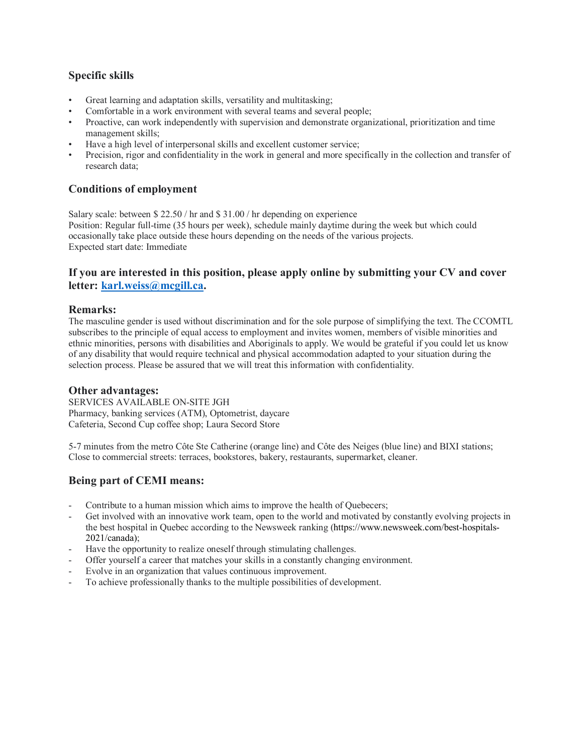## Specific skills

- Great learning and adaptation skills, versatility and multitasking;
- Comfortable in a work environment with several teams and several people;
- Proactive, can work independently with supervision and demonstrate organizational, prioritization and time management skills;
- Have a high level of interpersonal skills and excellent customer service;
- Precision, rigor and confidentiality in the work in general and more specifically in the collection and transfer of research data;

## Conditions of employment

Salary scale: between $ 22.50 / hr and $ 31.00 / hr depending on experience
Position: Regular full-time (35 hours per week), schedule mainly daytime during the week but which could occasionally take place outside these hours depending on the needs of the various projects.
Expected start date: Immediate

## If you are interested in this position, please apply online by submitting your CV and cover letter: [karl.weiss@mcgill.ca](mailto:karl.weiss@mcgill.ca).

## Remarks:

The masculine gender is used without discrimination and for the sole purpose of simplifying the text. The CCOMTL subscribes to the principle of equal access to employment and invites women, members of visible minorities and ethnic minorities, persons with disabilities and Aboriginals to apply. We would be grateful if you could let us know of any disability that would require technical and physical accommodation adapted to your situation during the selection process. Please be assured that we will treat this information with confidentiality.

## Other advantages:

SERVICES AVAILABLE ON-SITE JGH
Pharmacy, banking services (ATM), Optometrist, daycare
Cafeteria, Second Cup coffee shop; Laura Secord Store

5-7 minutes from the metro Côte Ste Catherine (orange line) and Côte des Neiges (blue line) and BIXI stations; Close to commercial streets: terraces, bookstores, bakery, restaurants, supermarket, cleaner.

## Being part of CEMI means:

- Contribute to a human mission which aims to improve the health of Quebecers;
- Get involved with an innovative work team, open to the world and motivated by constantly evolving projects in the best hospital in Quebec according to the Newsweek ranking (https://www.newsweek.com/best-hospitals-2021/canada);
- Have the opportunity to realize oneself through stimulating challenges.
- Offer yourself a career that matches your skills in a constantly changing environment.
- Evolve in an organization that values continuous improvement.
- To achieve professionally thanks to the multiple possibilities of development.